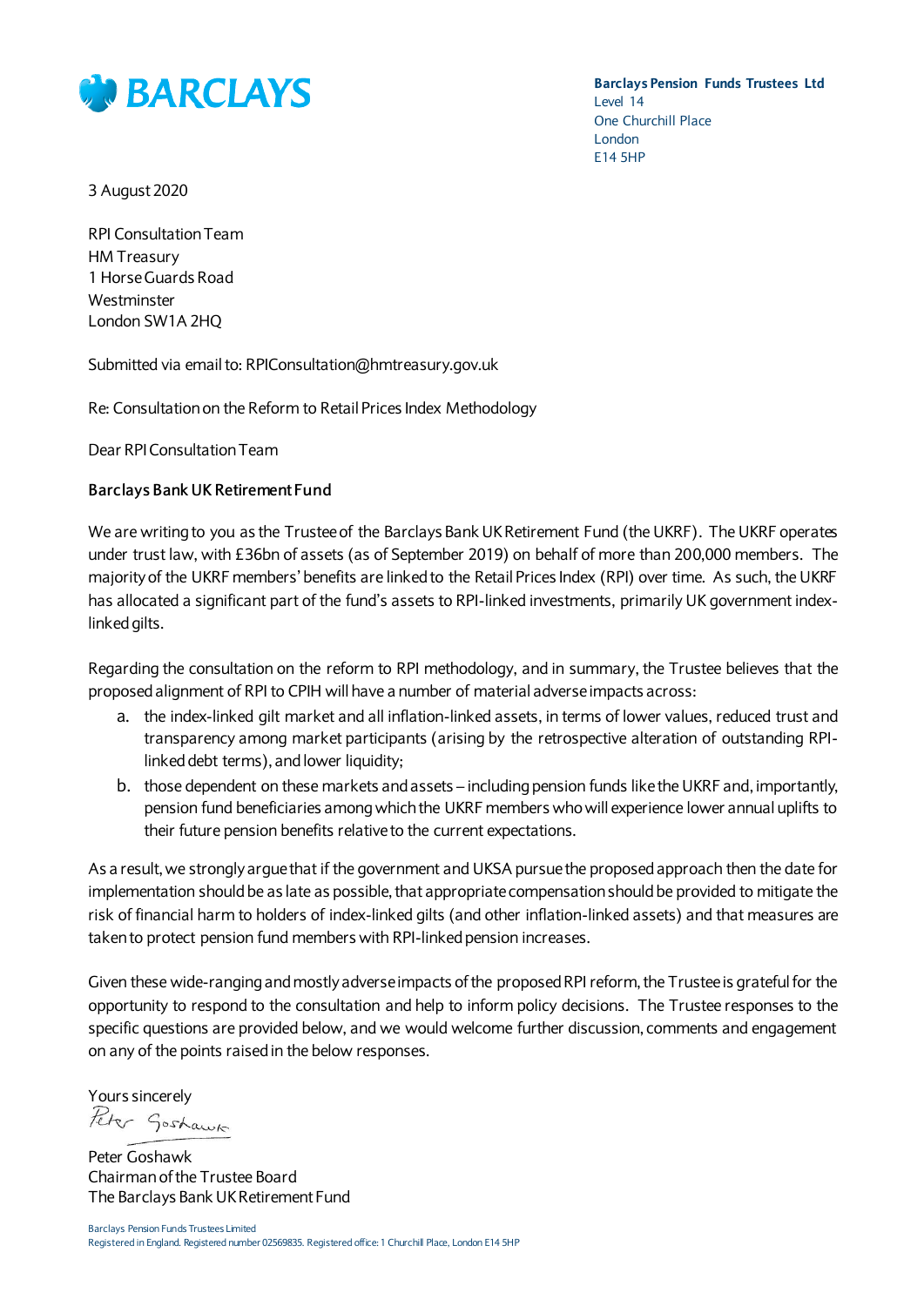BARCLAYS

**Barclays Pension Funds Trustees Ltd**
Level 14
One Churchill Place
London
E14 5HP

3 August 2020

RPI Consultation Team
HM Treasury
1 Horse Guards Road
Westminster
London SW1A 2HQ

Submitted via email to: RPIConsultation@hmtreasury.gov.uk

Re: Consultation on the Reform to Retail Prices Index Methodology

Dear RPI Consultation Team

**Barclays Bank UK Retirement Fund**

We are writing to you as the Trustee of the Barclays Bank UK Retirement Fund (the UKRF). The UKRF operates under trust law, with £36bn of assets (as of September 2019) on behalf of more than 200,000 members. The majority of the UKRF members' benefits are linked to the Retail Prices Index (RPI) over time. As such, the UKRF has allocated a significant part of the fund's assets to RPI-linked investments, primarily UK government index-linked gilts.

Regarding the consultation on the reform to RPI methodology, and in summary, the Trustee believes that the proposed alignment of RPI to CPIH will have a number of material adverse impacts across:

a. the index-linked gilt market and all inflation-linked assets, in terms of lower values, reduced trust and transparency among market participants (arising by the retrospective alteration of outstanding RPI-linked debt terms), and lower liquidity;
b. those dependent on these markets and assets – including pension funds like the UKRF and, importantly, pension fund beneficiaries among which the UKRF members who will experience lower annual uplifts to their future pension benefits relative to the current expectations.

As a result, we strongly argue that if the government and UKSA pursue the proposed approach then the date for implementation should be as late as possible, that appropriate compensation should be provided to mitigate the risk of financial harm to holders of index-linked gilts (and other inflation-linked assets) and that measures are taken to protect pension fund members with RPI-linked pension increases.

Given these wide-ranging and mostly adverse impacts of the proposed RPI reform, the Trustee is grateful for the opportunity to respond to the consultation and help to inform policy decisions. The Trustee responses to the specific questions are provided below, and we would welcome further discussion, comments and engagement on any of the points raised in the below responses.

Yours sincerely

Peter Goshawk

Peter Goshawk
Chairman of the Trustee Board
The Barclays Bank UK Retirement Fund

Barclays Pension Funds Trustees Limited
Registered in England. Registered number 02569835. Registered office: 1 Churchill Place, London E14 5HP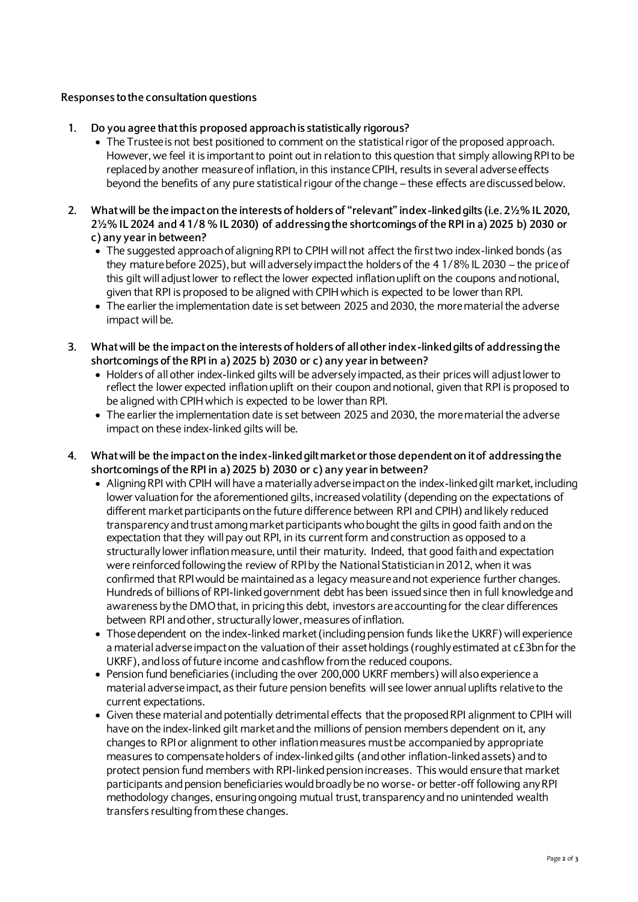**Responses to the consultation questions**

1. **Do you agree that this proposed approach is statistically rigorous?**
   - The Trustee is not best positioned to comment on the statistical rigor of the proposed approach. However, we feel it is important to point out in relation to this question that simply allowing RPI to be replaced by another measure of inflation, in this instance CPIH, results in several adverse effects beyond the benefits of any pure statistical rigour of the change – these effects are discussed below.

2. **What will be the impact on the interests of holders of "relevant" index-linked gilts (i.e. 2½% IL 2020, 2½% IL 2024 and 4 1/8 % IL 2030) of addressing the shortcomings of the RPI in a) 2025 b) 2030 or c) any year in between?**
   - The suggested approach of aligning RPI to CPIH will not affect the first two index-linked bonds (as they mature before 2025), but will adversely impact the holders of the 4 1/8% IL 2030 – the price of this gilt will adjust lower to reflect the lower expected inflation uplift on the coupons and notional, given that RPI is proposed to be aligned with CPIH which is expected to be lower than RPI.
   - The earlier the implementation date is set between 2025 and 2030, the more material the adverse impact will be.

3. **What will be the impact on the interests of holders of all other index-linked gilts of addressing the shortcomings of the RPI in a) 2025 b) 2030 or c) any year in between?**
   - Holders of all other index-linked gilts will be adversely impacted, as their prices will adjust lower to reflect the lower expected inflation uplift on their coupon and notional, given that RPI is proposed to be aligned with CPIH which is expected to be lower than RPI.
   - The earlier the implementation date is set between 2025 and 2030, the more material the adverse impact on these index-linked gilts will be.

4. **What will be the impact on the index-linked gilt market or those dependent on it of addressing the shortcomings of the RPI in a) 2025 b) 2030 or c) any year in between?**
   - Aligning RPI with CPIH will have a materially adverse impact on the index-linked gilt market, including lower valuation for the aforementioned gilts, increased volatility (depending on the expectations of different market participants on the future difference between RPI and CPIH) and likely reduced transparency and trust among market participants who bought the gilts in good faith and on the expectation that they will pay out RPI, in its current form and construction as opposed to a structurally lower inflation measure, until their maturity. Indeed, that good faith and expectation were reinforced following the review of RPI by the National Statistician in 2012, when it was confirmed that RPI would be maintained as a legacy measure and not experience further changes. Hundreds of billions of RPI-linked government debt has been issued since then in full knowledge and awareness by the DMO that, in pricing this debt, investors are accounting for the clear differences between RPI and other, structurally lower, measures of inflation.
   - Those dependent on the index-linked market (including pension funds like the UKRF) will experience a material adverse impact on the valuation of their asset holdings (roughly estimated at c£3bn for the UKRF), and loss of future income and cashflow from the reduced coupons.
   - Pension fund beneficiaries (including the over 200,000 UKRF members) will also experience a material adverse impact, as their future pension benefits will see lower annual uplifts relative to the current expectations.
   - Given these material and potentially detrimental effects that the proposed RPI alignment to CPIH will have on the index-linked gilt market and the millions of pension members dependent on it, any changes to RPI or alignment to other inflation measures must be accompanied by appropriate measures to compensate holders of index-linked gilts (and other inflation-linked assets) and to protect pension fund members with RPI-linked pension increases. This would ensure that market participants and pension beneficiaries would broadly be no worse- or better-off following any RPI methodology changes, ensuring ongoing mutual trust, transparency and no unintended wealth transfers resulting from these changes.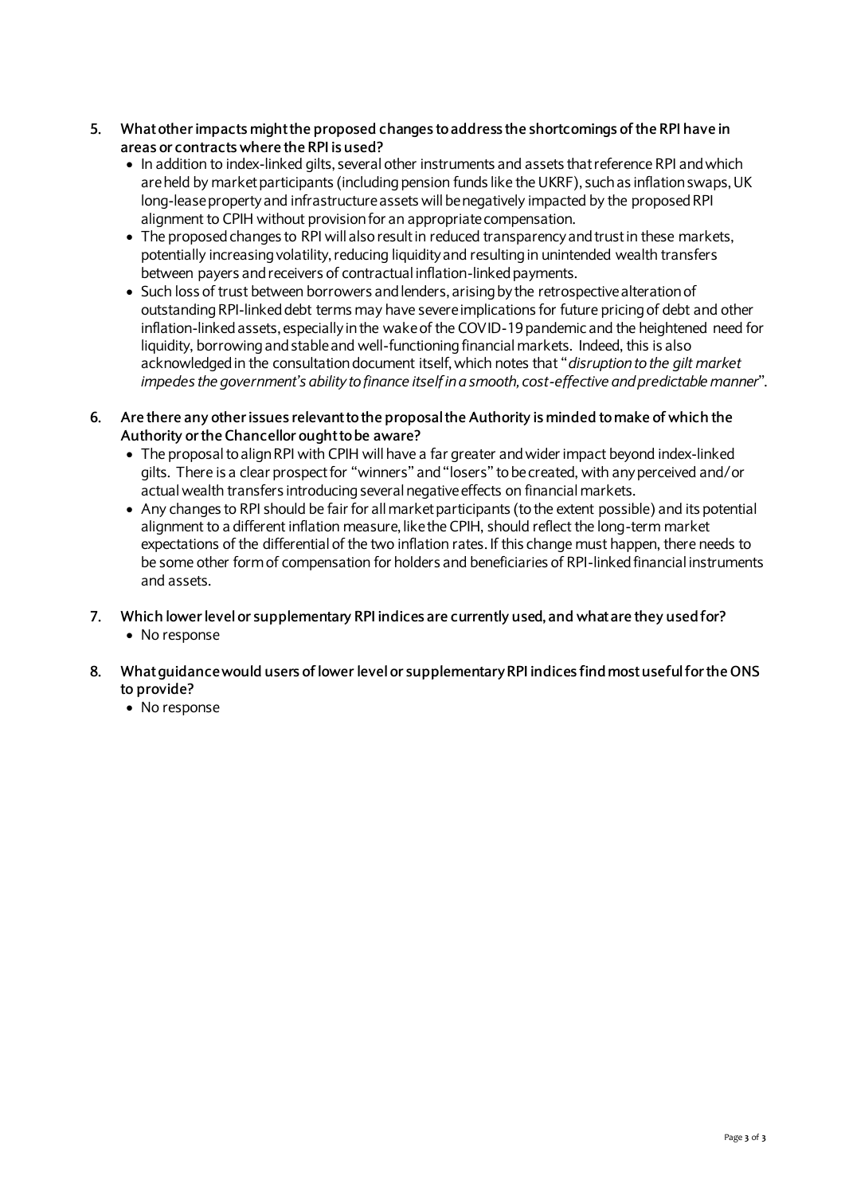5. **What other impacts might the proposed changes to address the shortcomings of the RPI have in areas or contracts where the RPI is used?**
   - In addition to index-linked gilts, several other instruments and assets that reference RPI and which are held by market participants (including pension funds like the UKRF), such as inflation swaps, UK long-lease property and infrastructure assets will be negatively impacted by the proposed RPI alignment to CPIH without provision for an appropriate compensation.
   - The proposed changes to RPI will also result in reduced transparency and trust in these markets, potentially increasing volatility, reducing liquidity and resulting in unintended wealth transfers between payers and receivers of contractual inflation-linked payments.
   - Such loss of trust between borrowers and lenders, arising by the retrospective alteration of outstanding RPI-linked debt terms may have severe implications for future pricing of debt and other inflation-linked assets, especially in the wake of the COVID-19 pandemic and the heightened need for liquidity, borrowing and stable and well-functioning financial markets. Indeed, this is also acknowledged in the consultation document itself, which notes that "*disruption to the gilt market impedes the government's ability to finance itself in a smooth, cost-effective and predictable manner*".

6. **Are there any other issues relevant to the proposal the Authority is minded to make of which the Authority or the Chancellor ought to be aware?**
   - The proposal to align RPI with CPIH will have a far greater and wider impact beyond index-linked gilts. There is a clear prospect for "winners" and "losers" to be created, with any perceived and/or actual wealth transfers introducing several negative effects on financial markets.
   - Any changes to RPI should be fair for all market participants (to the extent possible) and its potential alignment to a different inflation measure, like the CPIH, should reflect the long-term market expectations of the differential of the two inflation rates. If this change must happen, there needs to be some other form of compensation for holders and beneficiaries of RPI-linked financial instruments and assets.

7. **Which lower level or supplementary RPI indices are currently used, and what are they used for?**
   - No response

8. **What guidance would users of lower level or supplementary RPI indices find most useful for the ONS to provide?**
   - No response